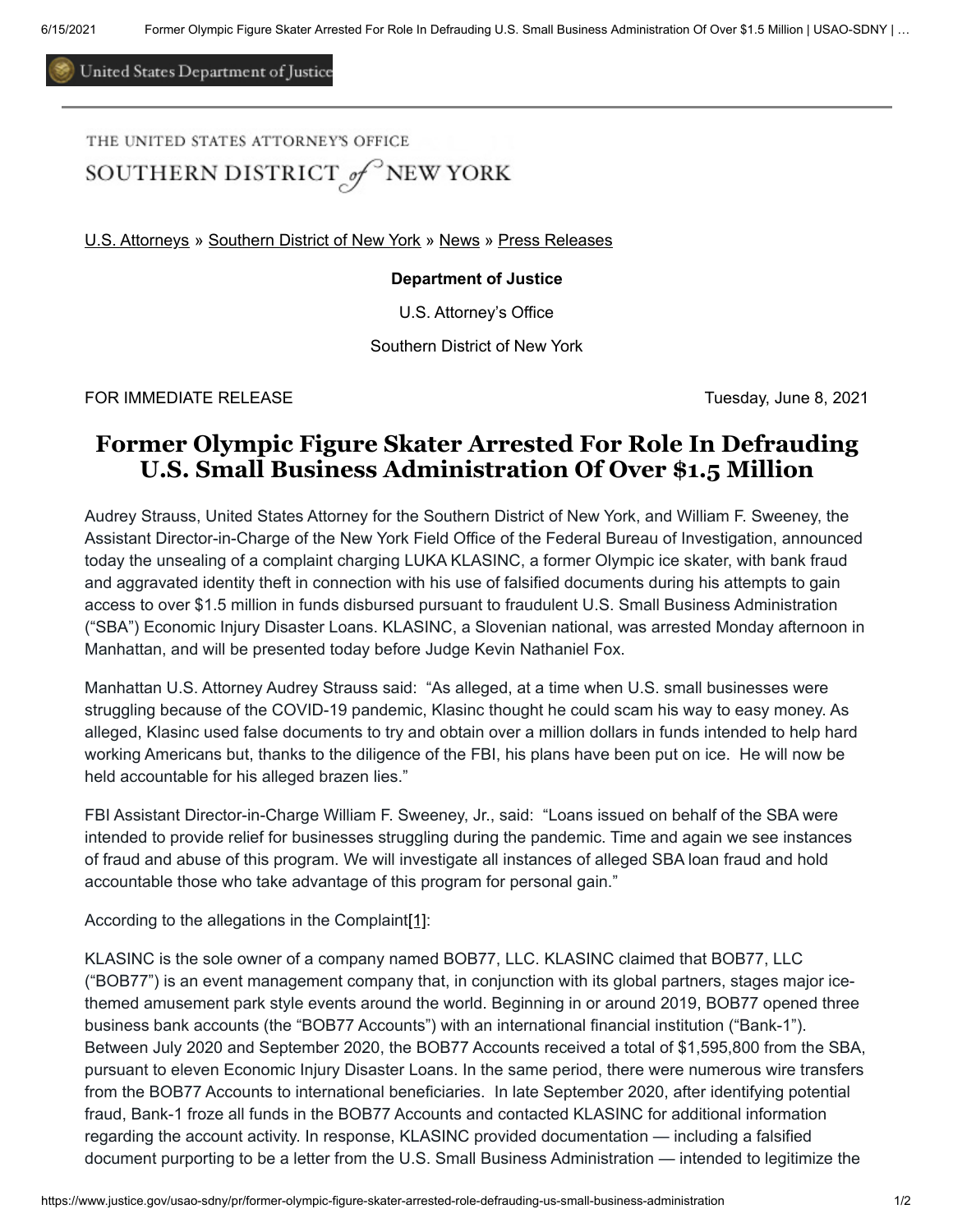United States Department of Justice

THE UNITED STATES ATTORNEY'S OFFICE
SOUTHERN DISTRICT of NEW YORK

U.S. Attorneys » Southern District of New York » News » Press Releases

**Department of Justice**

U.S. Attorney's Office

Southern District of New York

FOR IMMEDIATE RELEASE | Tuesday, June 8, 2021

# Former Olympic Figure Skater Arrested For Role In Defrauding U.S. Small Business Administration Of Over $1.5 Million

Audrey Strauss, United States Attorney for the Southern District of New York, and William F. Sweeney, the Assistant Director-in-Charge of the New York Field Office of the Federal Bureau of Investigation, announced today the unsealing of a complaint charging LUKA KLASINC, a former Olympic ice skater, with bank fraud and aggravated identity theft in connection with his use of falsified documents during his attempts to gain access to over $1.5 million in funds disbursed pursuant to fraudulent U.S. Small Business Administration ("SBA") Economic Injury Disaster Loans. KLASINC, a Slovenian national, was arrested Monday afternoon in Manhattan, and will be presented today before Judge Kevin Nathaniel Fox.

Manhattan U.S. Attorney Audrey Strauss said: "As alleged, at a time when U.S. small businesses were struggling because of the COVID-19 pandemic, Klasinc thought he could scam his way to easy money. As alleged, Klasinc used false documents to try and obtain over a million dollars in funds intended to help hard working Americans but, thanks to the diligence of the FBI, his plans have been put on ice. He will now be held accountable for his alleged brazen lies."

FBI Assistant Director-in-Charge William F. Sweeney, Jr., said: "Loans issued on behalf of the SBA were intended to provide relief for businesses struggling during the pandemic. Time and again we see instances of fraud and abuse of this program. We will investigate all instances of alleged SBA loan fraud and hold accountable those who take advantage of this program for personal gain."

According to the allegations in the Complaint[1]:

KLASINC is the sole owner of a company named BOB77, LLC. KLASINC claimed that BOB77, LLC ("BOB77") is an event management company that, in conjunction with its global partners, stages major ice-themed amusement park style events around the world. Beginning in or around 2019, BOB77 opened three business bank accounts (the "BOB77 Accounts") with an international financial institution ("Bank-1"). Between July 2020 and September 2020, the BOB77 Accounts received a total of $1,595,800 from the SBA, pursuant to eleven Economic Injury Disaster Loans. In the same period, there were numerous wire transfers from the BOB77 Accounts to international beneficiaries. In late September 2020, after identifying potential fraud, Bank-1 froze all funds in the BOB77 Accounts and contacted KLASINC for additional information regarding the account activity. In response, KLASINC provided documentation — including a falsified document purporting to be a letter from the U.S. Small Business Administration — intended to legitimize the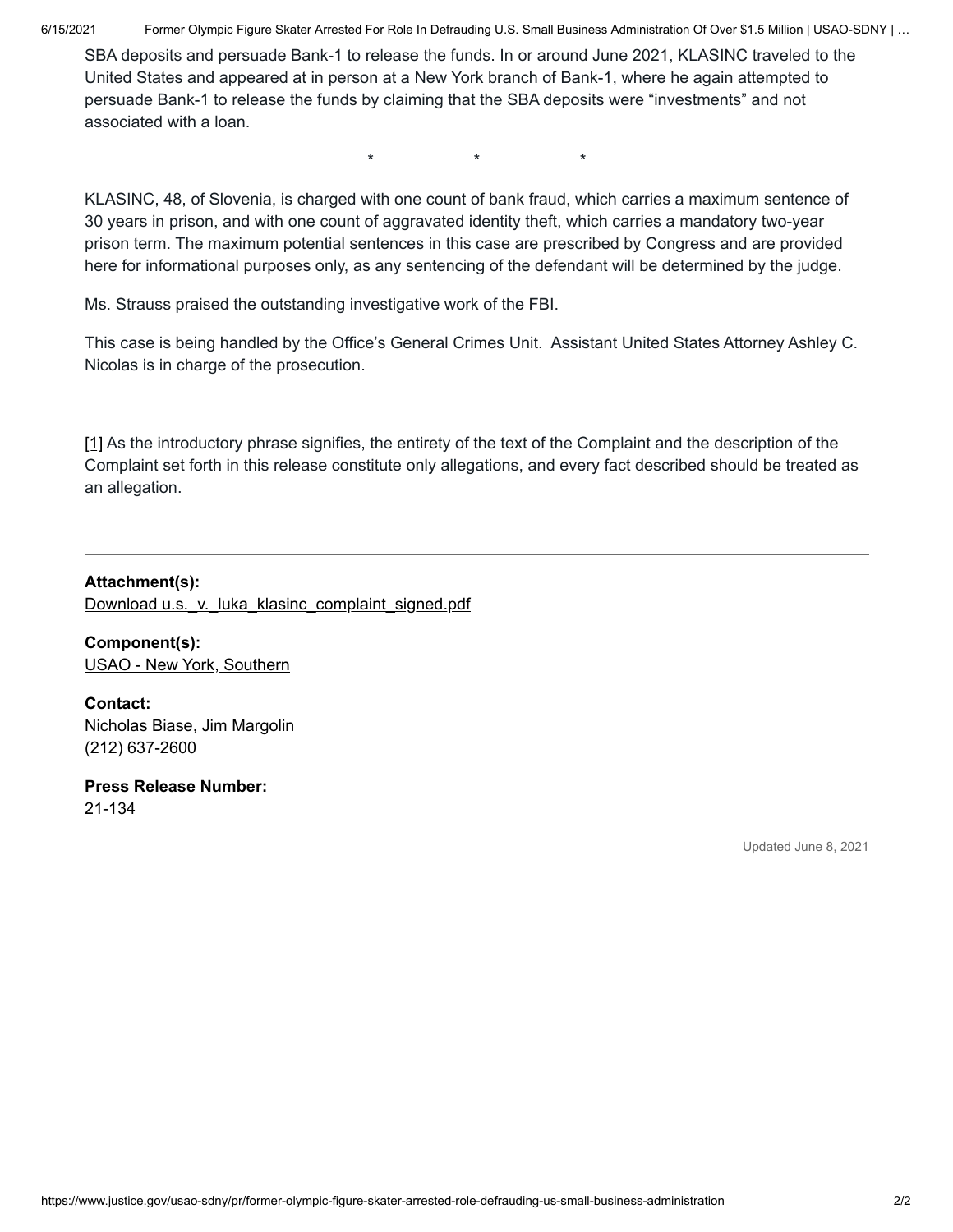SBA deposits and persuade Bank-1 to release the funds. In or around June 2021, KLASINC traveled to the United States and appeared at in person at a New York branch of Bank-1, where he again attempted to persuade Bank-1 to release the funds by claiming that the SBA deposits were "investments" and not associated with a loan.

\* \* \*

KLASINC, 48, of Slovenia, is charged with one count of bank fraud, which carries a maximum sentence of 30 years in prison, and with one count of aggravated identity theft, which carries a mandatory two-year prison term. The maximum potential sentences in this case are prescribed by Congress and are provided here for informational purposes only, as any sentencing of the defendant will be determined by the judge.

Ms. Strauss praised the outstanding investigative work of the FBI.

This case is being handled by the Office's General Crimes Unit. Assistant United States Attorney Ashley C. Nicolas is in charge of the prosecution.

[1] As the introductory phrase signifies, the entirety of the text of the Complaint and the description of the Complaint set forth in this release constitute only allegations, and every fact described should be treated as an allegation.

---

**Attachment(s):**
Download u.s._v._luka_klasinc_complaint_signed.pdf

**Component(s):**
USAO - New York, Southern

**Contact:**
Nicholas Biase, Jim Margolin
(212) 637-2600

**Press Release Number:**
21-134

Updated June 8, 2021